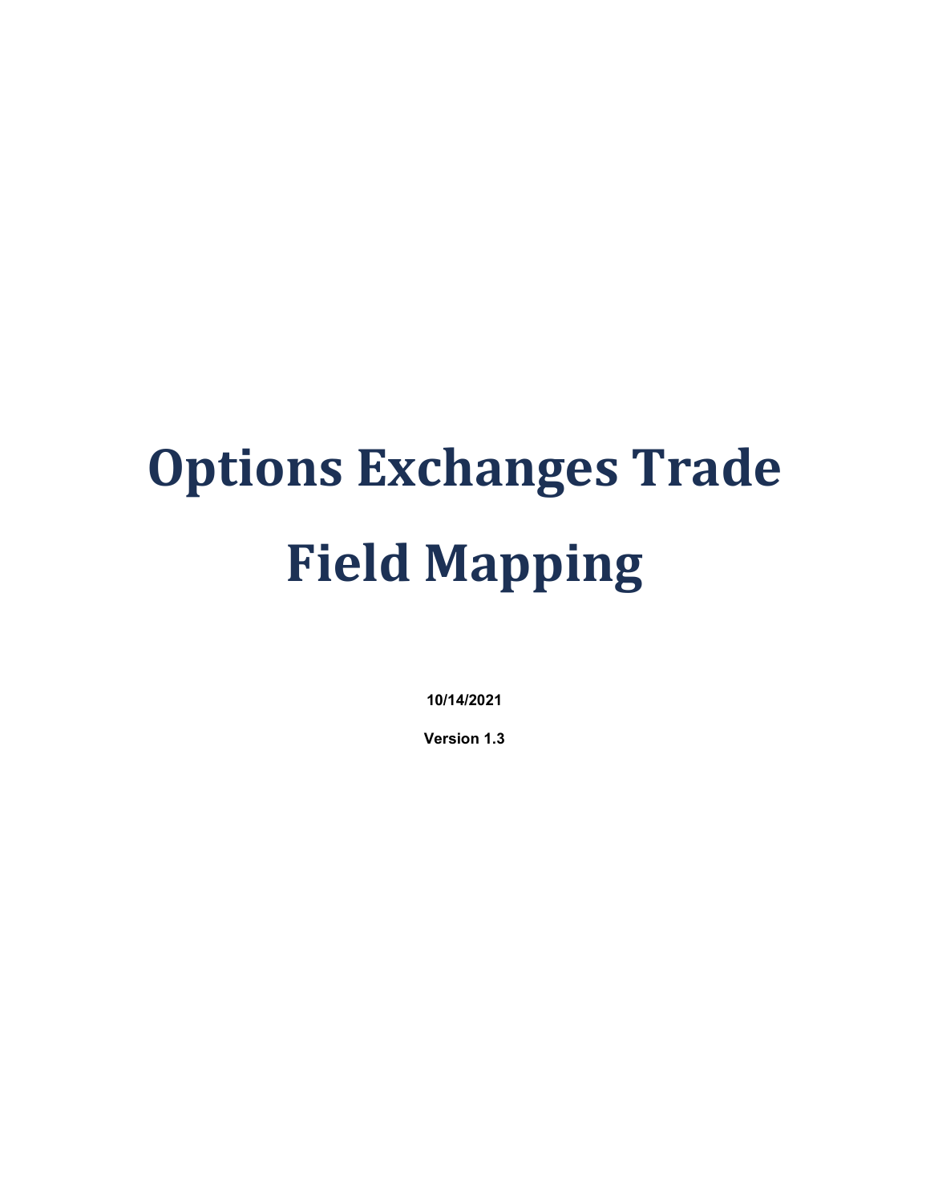# Options Exchanges Trade Field Mapping

**10/14/2021**

**Version 1.3**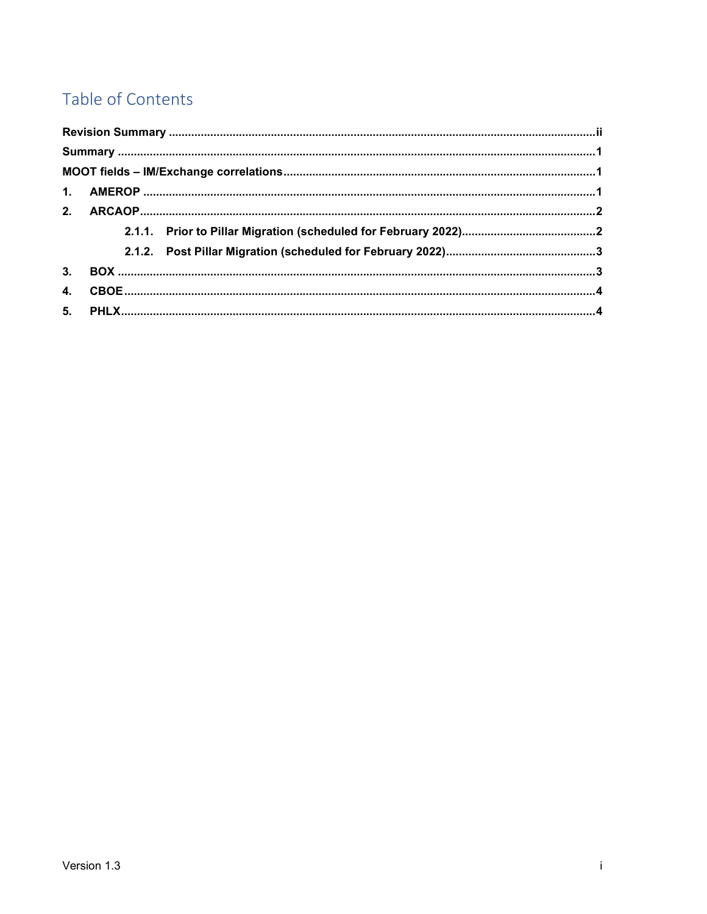# Table of Contents

**Revision Summary** .......... ii
**Summary** .......... 1
**MOOT fields – IM/Exchange correlations** .......... 1
**1. AMEROP** .......... 1
**2. ARCAOP** .......... 2
  **2.1.1. Prior to Pillar Migration (scheduled for February 2022)** .......... 2
  **2.1.2. Post Pillar Migration (scheduled for February 2022)** .......... 3
**3. BOX** .......... 3
**4. CBOE** .......... 4
**5. PHLX** .......... 4

Version 1.3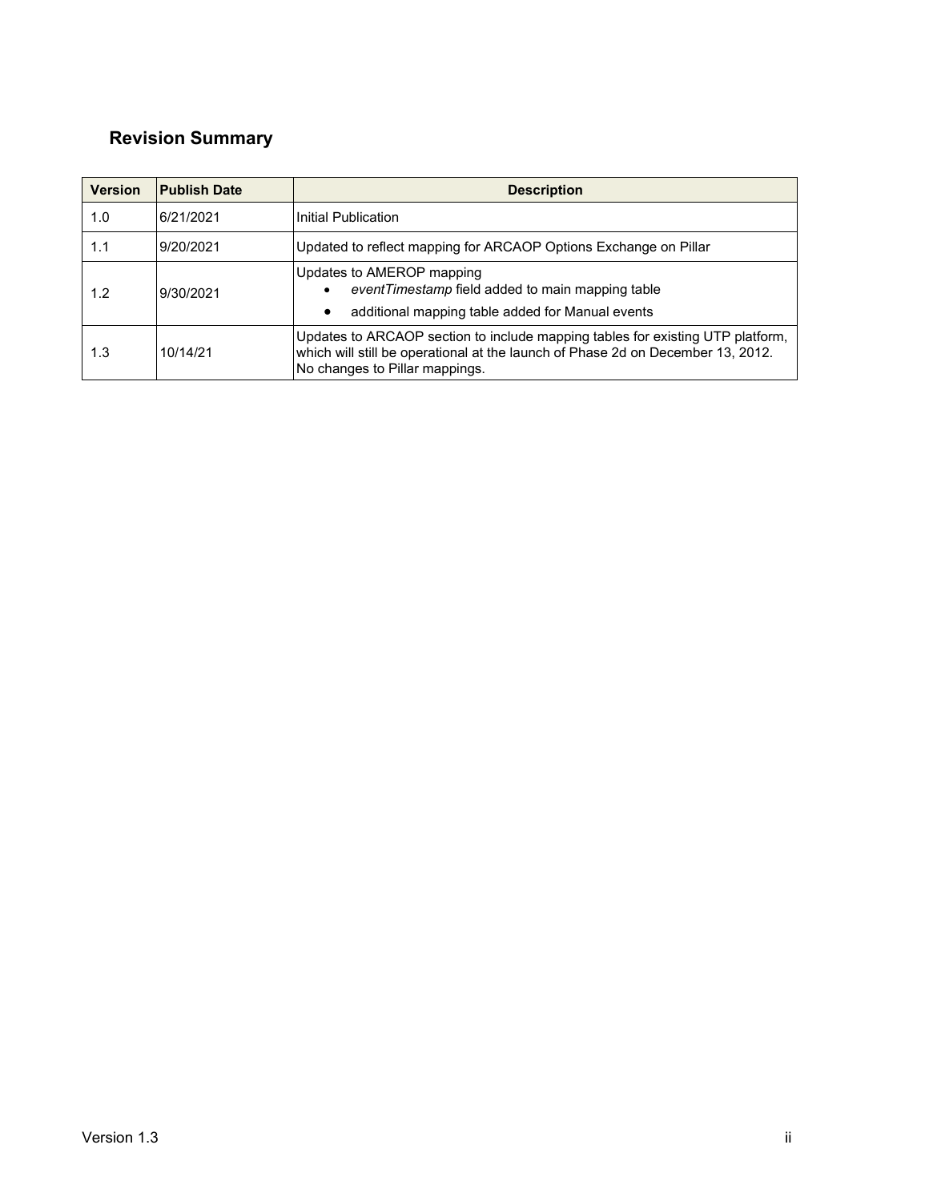## Revision Summary

| Version | Publish Date | Description |
| --- | --- | --- |
| 1.0 | 6/21/2021 | Initial Publication |
| 1.1 | 9/20/2021 | Updated to reflect mapping for ARCAOP Options Exchange on Pillar |
| 1.2 | 9/30/2021 | Updates to AMEROP mapping<br>• *eventTimestamp* field added to main mapping table<br>• additional mapping table added for Manual events |
| 1.3 | 10/14/21 | Updates to ARCAOP section to include mapping tables for existing UTP platform, which will still be operational at the launch of Phase 2d on December 13, 2012. No changes to Pillar mappings. |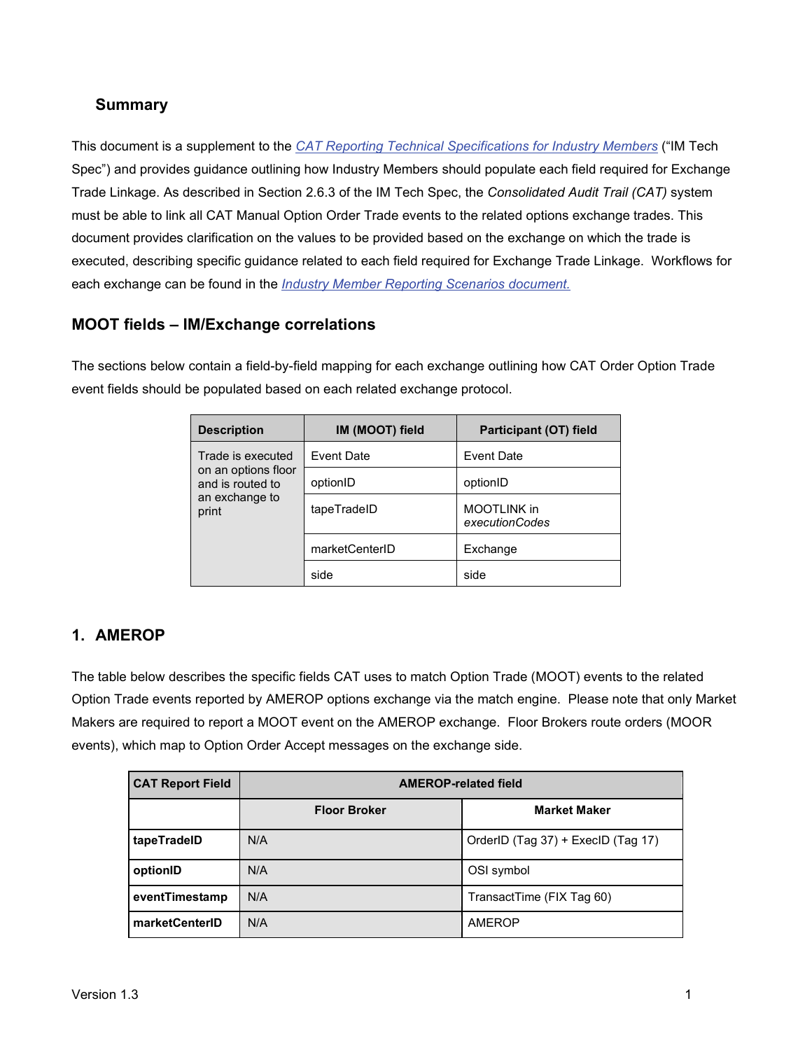## Summary

This document is a supplement to the *CAT Reporting Technical Specifications for Industry Members* ("IM Tech Spec") and provides guidance outlining how Industry Members should populate each field required for Exchange Trade Linkage. As described in Section 2.6.3 of the IM Tech Spec, the *Consolidated Audit Trail (CAT)* system must be able to link all CAT Manual Option Order Trade events to the related options exchange trades. This document provides clarification on the values to be provided based on the exchange on which the trade is executed, describing specific guidance related to each field required for Exchange Trade Linkage. Workflows for each exchange can be found in the *Industry Member Reporting Scenarios document.*

## MOOT fields – IM/Exchange correlations

The sections below contain a field-by-field mapping for each exchange outlining how CAT Order Option Trade event fields should be populated based on each related exchange protocol.

| Description | IM (MOOT) field | Participant (OT) field |
|---|---|---|
| Trade is executed on an options floor and is routed to an exchange to print | Event Date | Event Date |
| | optionID | optionID |
| | tapeTradeID | MOOTLINK in *executionCodes* |
| | marketCenterID | Exchange |
| | side | side |

## 1. AMEROP

The table below describes the specific fields CAT uses to match Option Trade (MOOT) events to the related Option Trade events reported by AMEROP options exchange via the match engine. Please note that only Market Makers are required to report a MOOT event on the AMEROP exchange. Floor Brokers route orders (MOOR events), which map to Option Order Accept messages on the exchange side.

| CAT Report Field | AMEROP-related field | |
|---|---|---|
| | Floor Broker | Market Maker |
| **tapeTradeID** | N/A | OrderID (Tag 37) + ExecID (Tag 17) |
| **optionID** | N/A | OSI symbol |
| **eventTimestamp** | N/A | TransactTime (FIX Tag 60) |
| **marketCenterID** | N/A | AMEROP |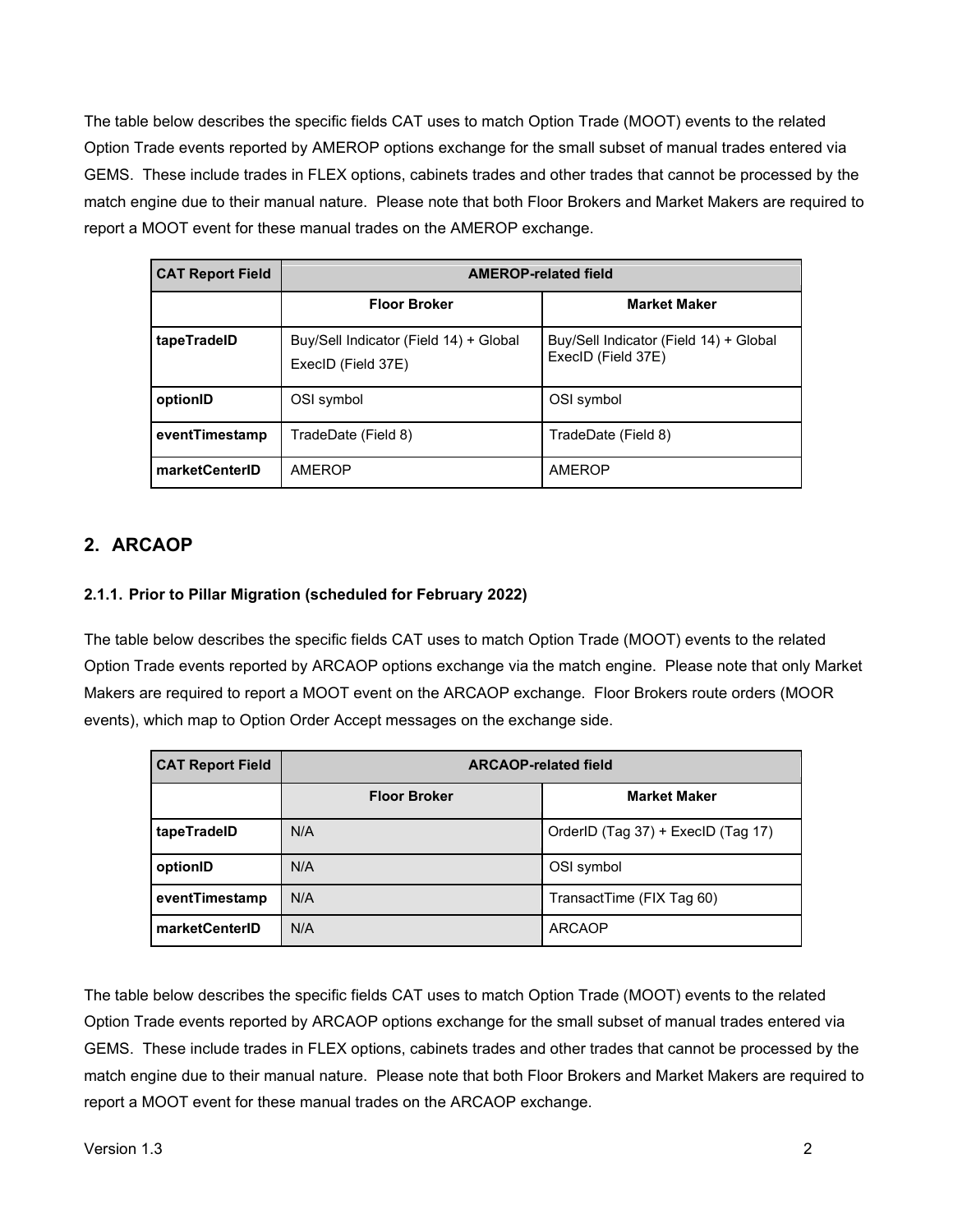The table below describes the specific fields CAT uses to match Option Trade (MOOT) events to the related Option Trade events reported by AMEROP options exchange for the small subset of manual trades entered via GEMS. These include trades in FLEX options, cabinets trades and other trades that cannot be processed by the match engine due to their manual nature. Please note that both Floor Brokers and Market Makers are required to report a MOOT event for these manual trades on the AMEROP exchange.

| CAT Report Field | AMEROP-related field | |
|---|---|---|
| | **Floor Broker** | **Market Maker** |
| **tapeTradeID** | Buy/Sell Indicator (Field 14) + Global ExecID (Field 37E) | Buy/Sell Indicator (Field 14) + Global ExecID (Field 37E) |
| **optionID** | OSI symbol | OSI symbol |
| **eventTimestamp** | TradeDate (Field 8) | TradeDate (Field 8) |
| **marketCenterID** | AMEROP | AMEROP |

## 2. ARCAOP

### 2.1.1. Prior to Pillar Migration (scheduled for February 2022)

The table below describes the specific fields CAT uses to match Option Trade (MOOT) events to the related Option Trade events reported by ARCAOP options exchange via the match engine. Please note that only Market Makers are required to report a MOOT event on the ARCAOP exchange. Floor Brokers route orders (MOOR events), which map to Option Order Accept messages on the exchange side.

| CAT Report Field | ARCAOP-related field | |
|---|---|---|
| | **Floor Broker** | **Market Maker** |
| **tapeTradeID** | N/A | OrderID (Tag 37) + ExecID (Tag 17) |
| **optionID** | N/A | OSI symbol |
| **eventTimestamp** | N/A | TransactTime (FIX Tag 60) |
| **marketCenterID** | N/A | ARCAOP |

The table below describes the specific fields CAT uses to match Option Trade (MOOT) events to the related Option Trade events reported by ARCAOP options exchange for the small subset of manual trades entered via GEMS. These include trades in FLEX options, cabinets trades and other trades that cannot be processed by the match engine due to their manual nature. Please note that both Floor Brokers and Market Makers are required to report a MOOT event for these manual trades on the ARCAOP exchange.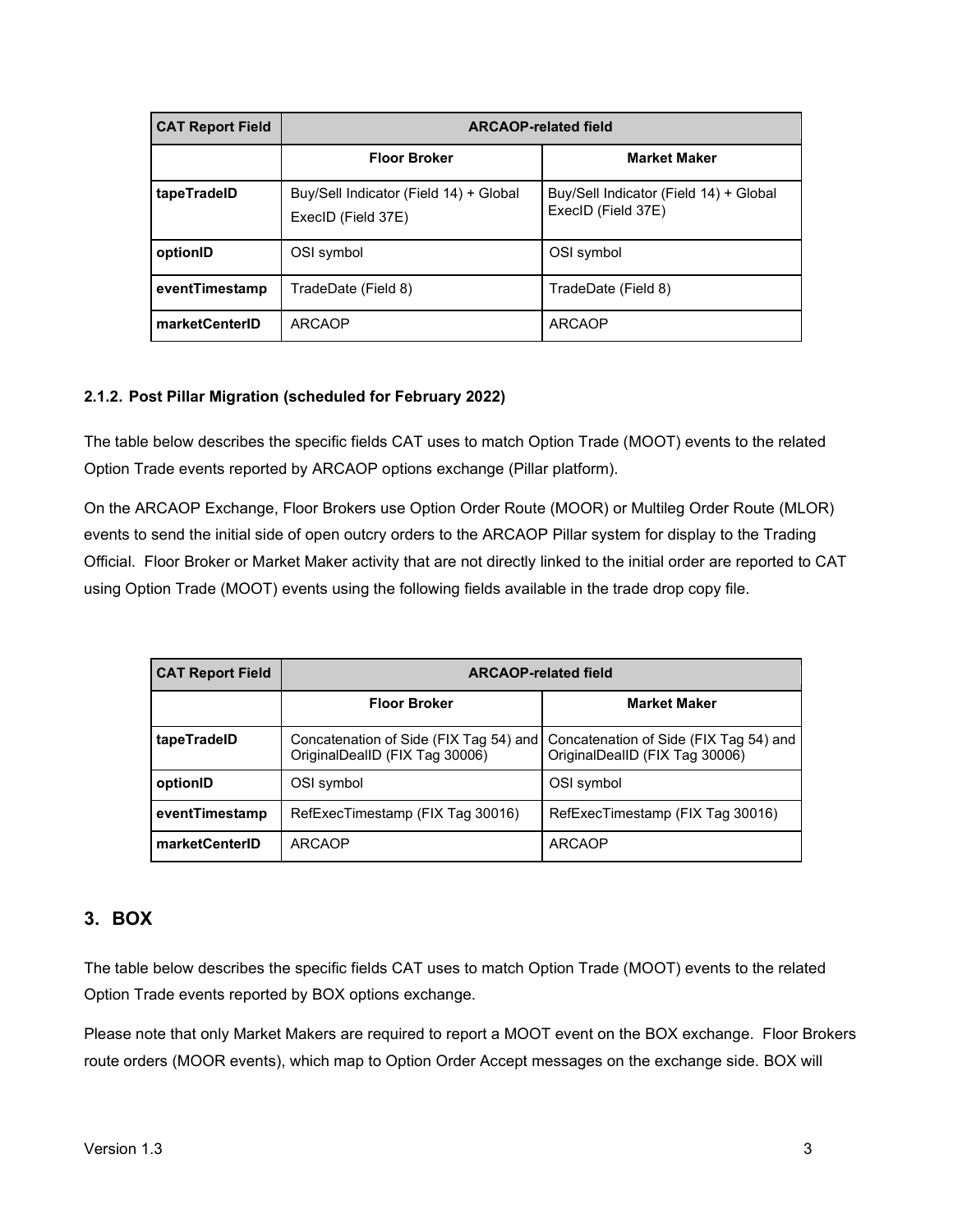| CAT Report Field | ARCAOP-related field | |
|---|---|---|
| | **Floor Broker** | **Market Maker** |
| **tapeTradeID** | Buy/Sell Indicator (Field 14) + Global ExecID (Field 37E) | Buy/Sell Indicator (Field 14) + Global ExecID (Field 37E) |
| **optionID** | OSI symbol | OSI symbol |
| **eventTimestamp** | TradeDate (Field 8) | TradeDate (Field 8) |
| **marketCenterID** | ARCAOP | ARCAOP |

### 2.1.2. Post Pillar Migration (scheduled for February 2022)

The table below describes the specific fields CAT uses to match Option Trade (MOOT) events to the related Option Trade events reported by ARCAOP options exchange (Pillar platform).

On the ARCAOP Exchange, Floor Brokers use Option Order Route (MOOR) or Multileg Order Route (MLOR) events to send the initial side of open outcry orders to the ARCAOP Pillar system for display to the Trading Official. Floor Broker or Market Maker activity that are not directly linked to the initial order are reported to CAT using Option Trade (MOOT) events using the following fields available in the trade drop copy file.

| CAT Report Field | ARCAOP-related field | |
|---|---|---|
| | **Floor Broker** | **Market Maker** |
| **tapeTradeID** | Concatenation of Side (FIX Tag 54) and OriginalDealID (FIX Tag 30006) | Concatenation of Side (FIX Tag 54) and OriginalDealID (FIX Tag 30006) |
| **optionID** | OSI symbol | OSI symbol |
| **eventTimestamp** | RefExecTimestamp (FIX Tag 30016) | RefExecTimestamp (FIX Tag 30016) |
| **marketCenterID** | ARCAOP | ARCAOP |

## 3. BOX

The table below describes the specific fields CAT uses to match Option Trade (MOOT) events to the related Option Trade events reported by BOX options exchange.

Please note that only Market Makers are required to report a MOOT event on the BOX exchange. Floor Brokers route orders (MOOR events), which map to Option Order Accept messages on the exchange side. BOX will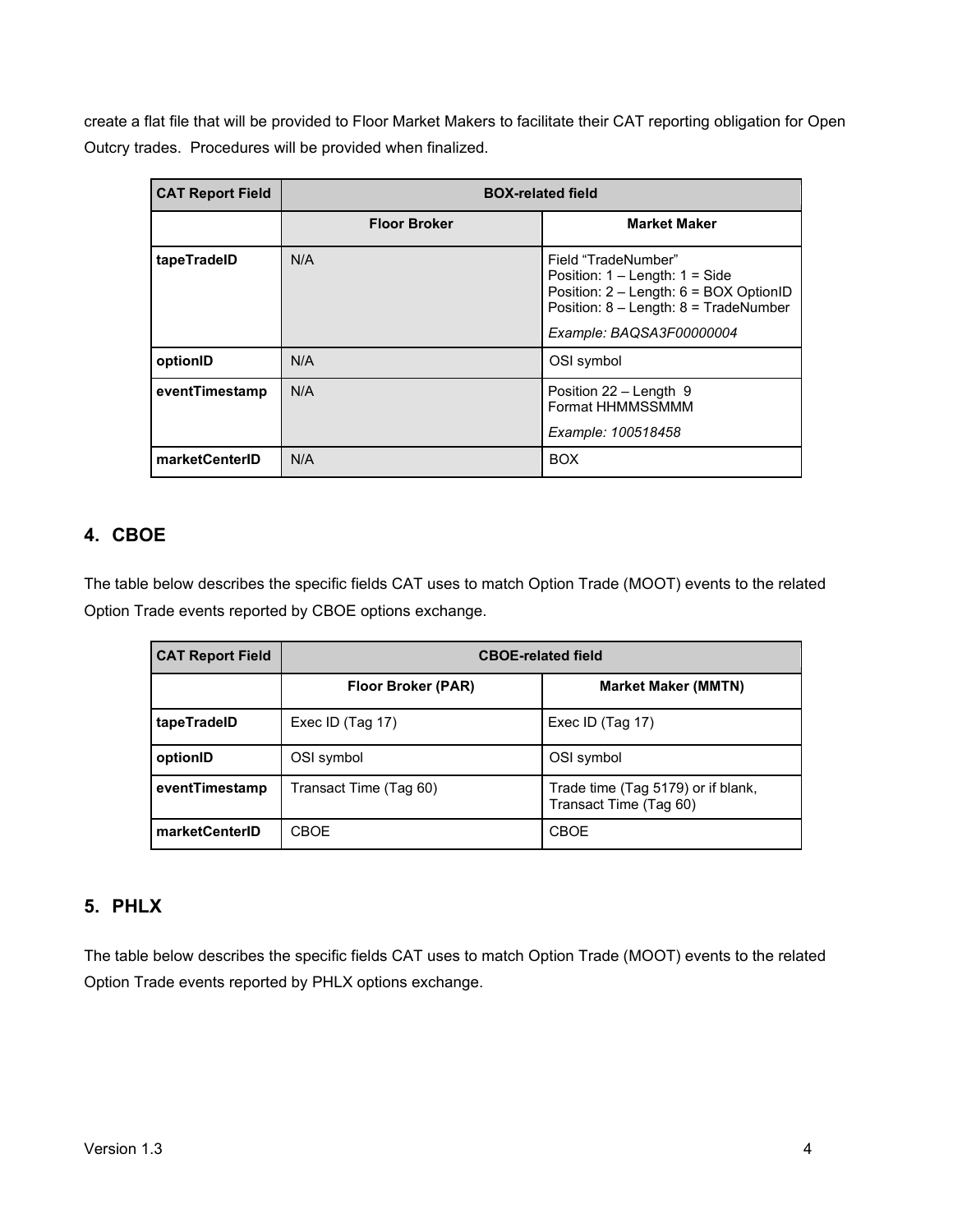create a flat file that will be provided to Floor Market Makers to facilitate their CAT reporting obligation for Open Outcry trades. Procedures will be provided when finalized.

| CAT Report Field | BOX-related field | |
|---|---|---|
| | **Floor Broker** | **Market Maker** |
| **tapeTradeID** | N/A | Field "TradeNumber"<br>Position: 1 – Length: 1 = Side<br>Position: 2 – Length: 6 = BOX OptionID<br>Position: 8 – Length: 8 = TradeNumber<br>*Example: BAQSA3F00000004* |
| **optionID** | N/A | OSI symbol |
| **eventTimestamp** | N/A | Position 22 – Length 9<br>Format HHMMSSMMM<br>*Example: 100518458* |
| **marketCenterID** | N/A | BOX |

## 4. CBOE

The table below describes the specific fields CAT uses to match Option Trade (MOOT) events to the related Option Trade events reported by CBOE options exchange.

| CAT Report Field | CBOE-related field | |
|---|---|---|
| | **Floor Broker (PAR)** | **Market Maker (MMTN)** |
| **tapeTradeID** | Exec ID (Tag 17) | Exec ID (Tag 17) |
| **optionID** | OSI symbol | OSI symbol |
| **eventTimestamp** | Transact Time (Tag 60) | Trade time (Tag 5179) or if blank, Transact Time (Tag 60) |
| **marketCenterID** | CBOE | CBOE |

## 5. PHLX

The table below describes the specific fields CAT uses to match Option Trade (MOOT) events to the related Option Trade events reported by PHLX options exchange.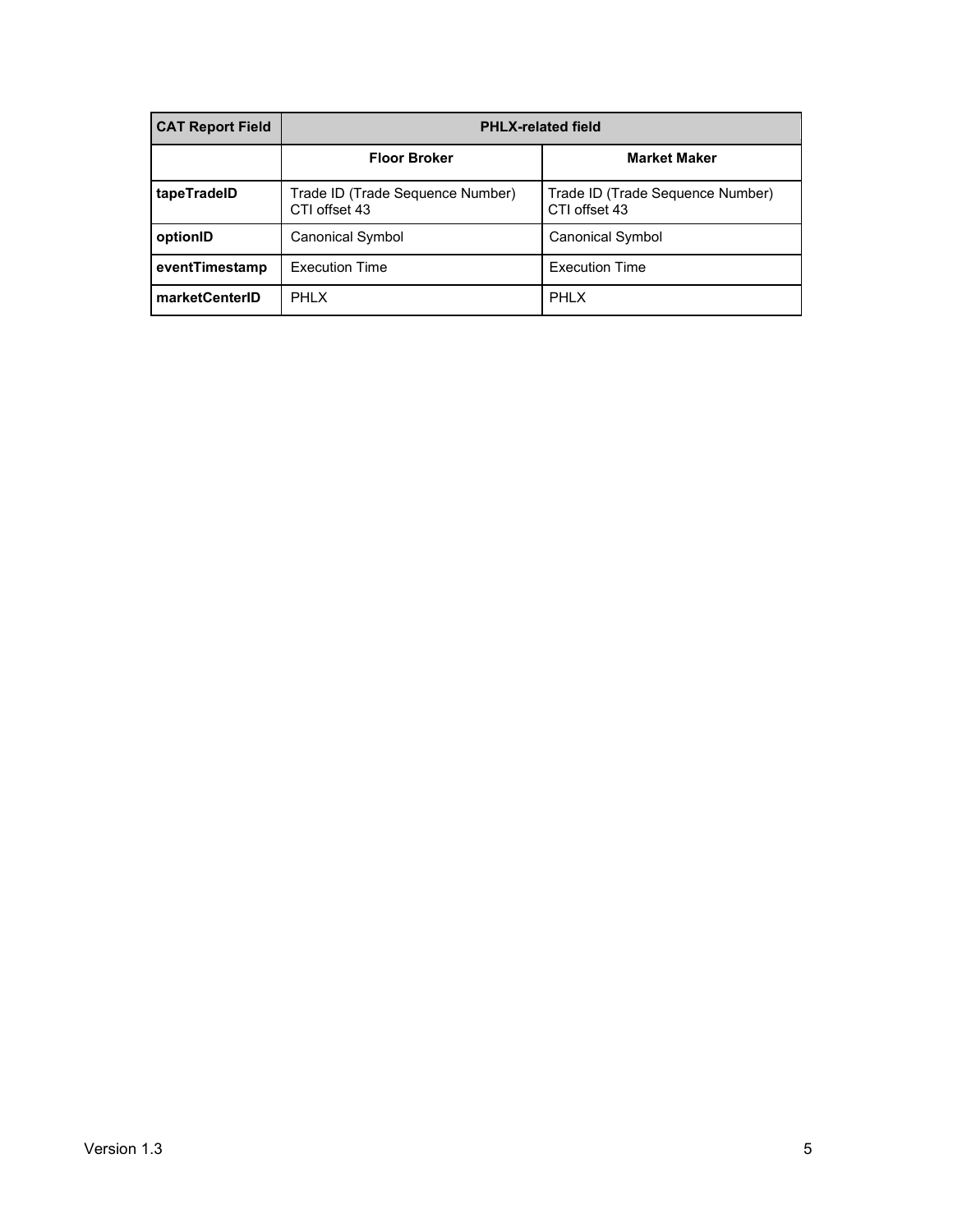| CAT Report Field | PHLX-related field | |
|---|---|---|
| | **Floor Broker** | **Market Maker** |
| **tapeTradeID** | Trade ID (Trade Sequence Number) CTI offset 43 | Trade ID (Trade Sequence Number) CTI offset 43 |
| **optionID** | Canonical Symbol | Canonical Symbol |
| **eventTimestamp** | Execution Time | Execution Time |
| **marketCenterID** | PHLX | PHLX |

Version 1.3